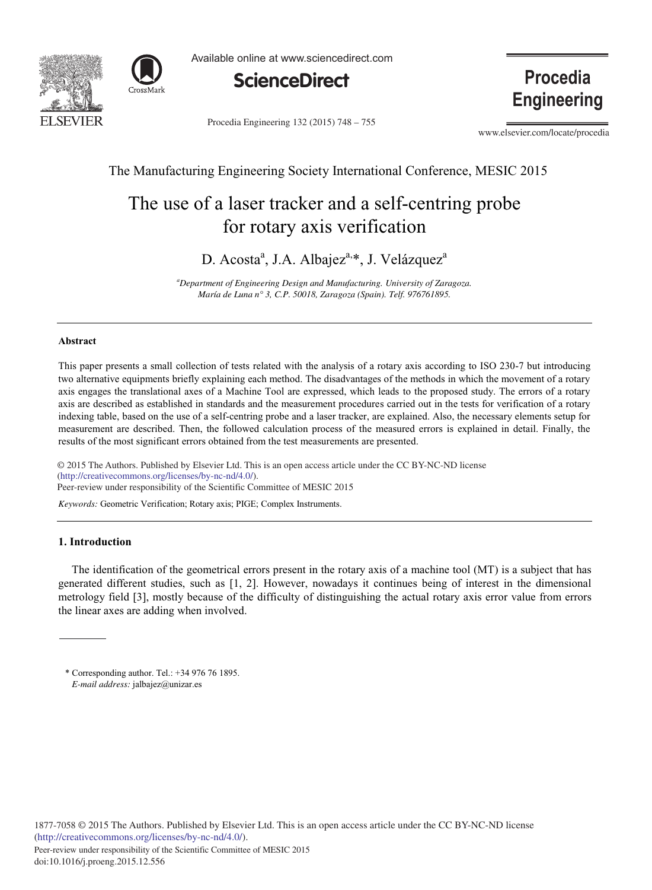The Manufacturing Engineering Society International Conference, MESIC 2015

# The use of a laser tracker and a self-centring probe for rotary axis verification

D. Acosta[a], J.A. Albajez[a,]*, J. Velázquez[a]

[a]*Department of Engineering Design and Manufacturing. University of Zaragoza. María de Luna n° 3, C.P. 50018, Zaragoza (Spain). Telf. 976761895.*

---

**Abstract**

This paper presents a small collection of tests related with the analysis of a rotary axis according to ISO 230-7 but introducing two alternative equipments briefly explaining each method. The disadvantages of the methods in which the movement of a rotary axis engages the translational axes of a Machine Tool are expressed, which leads to the proposed study. The errors of a rotary axis are described as established in standards and the measurement procedures carried out in the tests for verification of a rotary indexing table, based on the use of a self-centring probe and a laser tracker, are explained. Also, the necessary elements setup for measurement are described. Then, the followed calculation process of the measured errors is explained in detail. Finally, the results of the most significant errors obtained from the test measurements are presented.

© 2015 The Authors. Published by Elsevier Ltd. This is an open access article under the CC BY-NC-ND license (http://creativecommons.org/licenses/by-nc-nd/4.0/).
Peer-review under responsibility of the Scientific Committee of MESIC 2015

*Keywords:* Geometric Verification; Rotary axis; PIGE; Complex Instruments.

---

## 1. Introduction

The identification of the geometrical errors present in the rotary axis of a machine tool (MT) is a subject that has generated different studies, such as [1, 2]. However, nowadays it continues being of interest in the dimensional metrology field [3], mostly because of the difficulty of distinguishing the actual rotary axis error value from errors the linear axes are adding when involved.

\* Corresponding author. Tel.: +34 976 76 1895.
*E-mail address:* jalbajez@unizar.es

1877-7058 © 2015 The Authors. Published by Elsevier Ltd. This is an open access article under the CC BY-NC-ND license (http://creativecommons.org/licenses/by-nc-nd/4.0/).
Peer-review under responsibility of the Scientific Committee of MESIC 2015
doi:10.1016/j.proeng.2015.12.556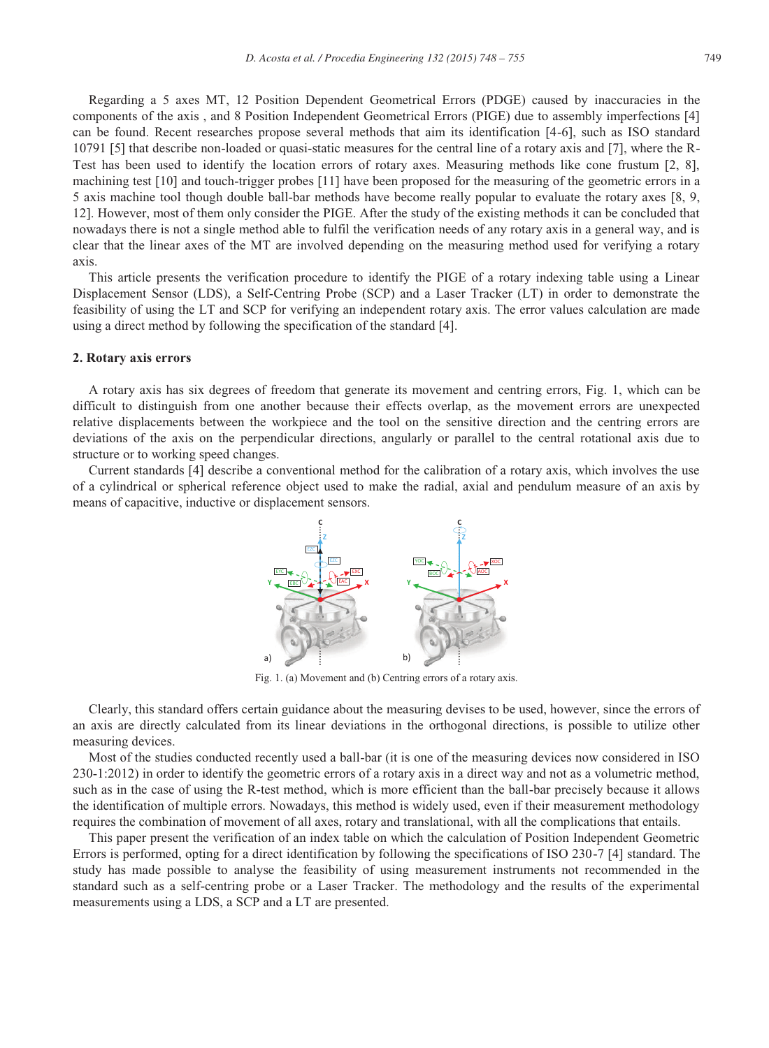Regarding a 5 axes MT, 12 Position Dependent Geometrical Errors (PDGE) caused by inaccuracies in the components of the axis , and 8 Position Independent Geometrical Errors (PIGE) due to assembly imperfections [4] can be found. Recent researches propose several methods that aim its identification [4-6], such as ISO standard 10791 [5] that describe non-loaded or quasi-static measures for the central line of a rotary axis and [7], where the R-Test has been used to identify the location errors of rotary axes. Measuring methods like cone frustum [2, 8], machining test [10] and touch-trigger probes [11] have been proposed for the measuring of the geometric errors in a 5 axis machine tool though double ball-bar methods have become really popular to evaluate the rotary axes [8, 9, 12]. However, most of them only consider the PIGE. After the study of the existing methods it can be concluded that nowadays there is not a single method able to fulfil the verification needs of any rotary axis in a general way, and is clear that the linear axes of the MT are involved depending on the measuring method used for verifying a rotary axis.

This article presents the verification procedure to identify the PIGE of a rotary indexing table using a Linear Displacement Sensor (LDS), a Self-Centring Probe (SCP) and a Laser Tracker (LT) in order to demonstrate the feasibility of using the LT and SCP for verifying an independent rotary axis. The error values calculation are made using a direct method by following the specification of the standard [4].

## 2. Rotary axis errors

A rotary axis has six degrees of freedom that generate its movement and centring errors, Fig. 1, which can be difficult to distinguish from one another because their effects overlap, as the movement errors are unexpected relative displacements between the workpiece and the tool on the sensitive direction and the centring errors are deviations of the axis on the perpendicular directions, angularly or parallel to the central rotational axis due to structure or to working speed changes.

Current standards [4] describe a conventional method for the calibration of a rotary axis, which involves the use of a cylindrical or spherical reference object used to make the radial, axial and pendulum measure of an axis by means of capacitive, inductive or displacement sensors.

Fig. 1. (a) Movement and (b) Centring errors of a rotary axis.

Clearly, this standard offers certain guidance about the measuring devises to be used, however, since the errors of an axis are directly calculated from its linear deviations in the orthogonal directions, is possible to utilize other measuring devices.

Most of the studies conducted recently used a ball-bar (it is one of the measuring devices now considered in ISO 230-1:2012) in order to identify the geometric errors of a rotary axis in a direct way and not as a volumetric method, such as in the case of using the R-test method, which is more efficient than the ball-bar precisely because it allows the identification of multiple errors. Nowadays, this method is widely used, even if their measurement methodology requires the combination of movement of all axes, rotary and translational, with all the complications that entails.

This paper present the verification of an index table on which the calculation of Position Independent Geometric Errors is performed, opting for a direct identification by following the specifications of ISO 230-7 [4] standard. The study has made possible to analyse the feasibility of using measurement instruments not recommended in the standard such as a self-centring probe or a Laser Tracker. The methodology and the results of the experimental measurements using a LDS, a SCP and a LT are presented.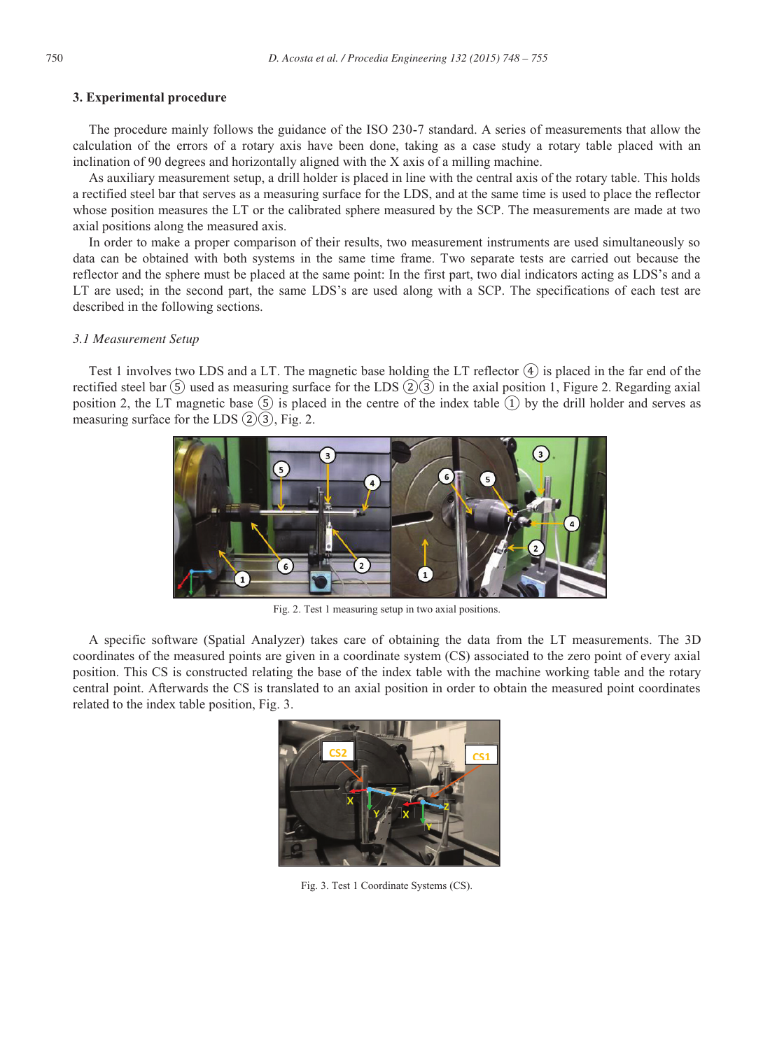## 3. Experimental procedure

The procedure mainly follows the guidance of the ISO 230-7 standard. A series of measurements that allow the calculation of the errors of a rotary axis have been done, taking as a case study a rotary table placed with an inclination of 90 degrees and horizontally aligned with the X axis of a milling machine.

As auxiliary measurement setup, a drill holder is placed in line with the central axis of the rotary table. This holds a rectified steel bar that serves as a measuring surface for the LDS, and at the same time is used to place the reflector whose position measures the LT or the calibrated sphere measured by the SCP. The measurements are made at two axial positions along the measured axis.

In order to make a proper comparison of their results, two measurement instruments are used simultaneously so data can be obtained with both systems in the same time frame. Two separate tests are carried out because the reflector and the sphere must be placed at the same point: In the first part, two dial indicators acting as LDS's and a LT are used; in the second part, the same LDS's are used along with a SCP. The specifications of each test are described in the following sections.

### *3.1 Measurement Setup*

Test 1 involves two LDS and a LT. The magnetic base holding the LT reflector ④ is placed in the far end of the rectified steel bar ⑤ used as measuring surface for the LDS ②③ in the axial position 1, Figure 2. Regarding axial position 2, the LT magnetic base ⑤ is placed in the centre of the index table ① by the drill holder and serves as measuring surface for the LDS ②③, Fig. 2.

Fig. 2. Test 1 measuring setup in two axial positions.

A specific software (Spatial Analyzer) takes care of obtaining the data from the LT measurements. The 3D coordinates of the measured points are given in a coordinate system (CS) associated to the zero point of every axial position. This CS is constructed relating the base of the index table with the machine working table and the rotary central point. Afterwards the CS is translated to an axial position in order to obtain the measured point coordinates related to the index table position, Fig. 3.

Fig. 3. Test 1 Coordinate Systems (CS).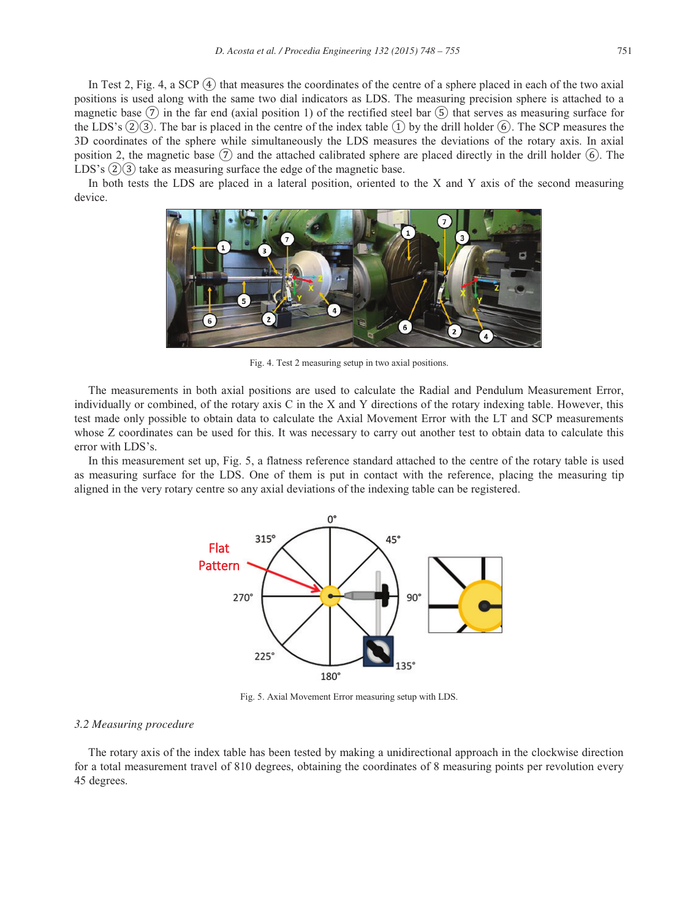In Test 2, Fig. 4, a SCP ④ that measures the coordinates of the centre of a sphere placed in each of the two axial positions is used along with the same two dial indicators as LDS. The measuring precision sphere is attached to a magnetic base ⑦ in the far end (axial position 1) of the rectified steel bar ⑤ that serves as measuring surface for the LDS's ②③. The bar is placed in the centre of the index table ① by the drill holder ⑥. The SCP measures the 3D coordinates of the sphere while simultaneously the LDS measures the deviations of the rotary axis. In axial position 2, the magnetic base ⑦ and the attached calibrated sphere are placed directly in the drill holder ⑥. The LDS's ②③ take as measuring surface the edge of the magnetic base.

In both tests the LDS are placed in a lateral position, oriented to the X and Y axis of the second measuring device.

Fig. 4. Test 2 measuring setup in two axial positions.

The measurements in both axial positions are used to calculate the Radial and Pendulum Measurement Error, individually or combined, of the rotary axis C in the X and Y directions of the rotary indexing table. However, this test made only possible to obtain data to calculate the Axial Movement Error with the LT and SCP measurements whose Z coordinates can be used for this. It was necessary to carry out another test to obtain data to calculate this error with LDS's.

In this measurement set up, Fig. 5, a flatness reference standard attached to the centre of the rotary table is used as measuring surface for the LDS. One of them is put in contact with the reference, placing the measuring tip aligned in the very rotary centre so any axial deviations of the indexing table can be registered.

Fig. 5. Axial Movement Error measuring setup with LDS.

### 3.2 Measuring procedure

The rotary axis of the index table has been tested by making a unidirectional approach in the clockwise direction for a total measurement travel of 810 degrees, obtaining the coordinates of 8 measuring points per revolution every 45 degrees.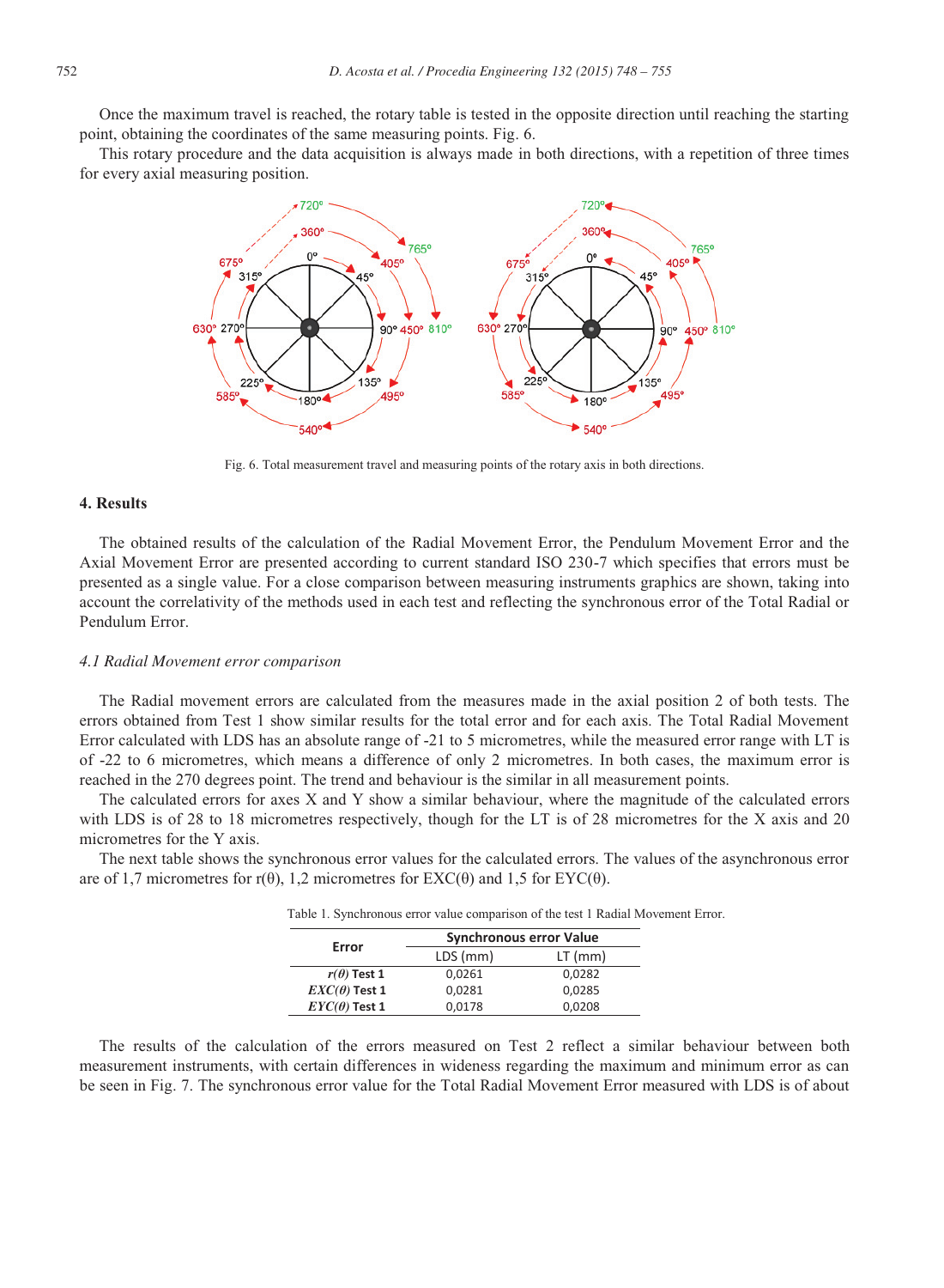Once the maximum travel is reached, the rotary table is tested in the opposite direction until reaching the starting point, obtaining the coordinates of the same measuring points. Fig. 6.

This rotary procedure and the data acquisition is always made in both directions, with a repetition of three times for every axial measuring position.

Fig. 6. Total measurement travel and measuring points of the rotary axis in both directions.

## 4. Results

The obtained results of the calculation of the Radial Movement Error, the Pendulum Movement Error and the Axial Movement Error are presented according to current standard ISO 230-7 which specifies that errors must be presented as a single value. For a close comparison between measuring instruments graphics are shown, taking into account the correlativity of the methods used in each test and reflecting the synchronous error of the Total Radial or Pendulum Error.

### *4.1 Radial Movement error comparison*

The Radial movement errors are calculated from the measures made in the axial position 2 of both tests. The errors obtained from Test 1 show similar results for the total error and for each axis. The Total Radial Movement Error calculated with LDS has an absolute range of -21 to 5 micrometres, while the measured error range with LT is of -22 to 6 micrometres, which means a difference of only 2 micrometres. In both cases, the maximum error is reached in the 270 degrees point. The trend and behaviour is the similar in all measurement points.

The calculated errors for axes X and Y show a similar behaviour, where the magnitude of the calculated errors with LDS is of 28 to 18 micrometres respectively, though for the LT is of 28 micrometres for the X axis and 20 micrometres for the Y axis.

The next table shows the synchronous error values for the calculated errors. The values of the asynchronous error are of 1,7 micrometres for r(θ), 1,2 micrometres for EXC(θ) and 1,5 for EYC(θ).

Table 1. Synchronous error value comparison of the test 1 Radial Movement Error.

| Error | Synchronous error Value | |
|---|---|---|
| | LDS (mm) | LT (mm) |
| *r(θ)* Test 1 | 0,0261 | 0,0282 |
| *EXC(θ)* Test 1 | 0,0281 | 0,0285 |
| *EYC(θ)* Test 1 | 0,0178 | 0,0208 |

The results of the calculation of the errors measured on Test 2 reflect a similar behaviour between both measurement instruments, with certain differences in wideness regarding the maximum and minimum error as can be seen in Fig. 7. The synchronous error value for the Total Radial Movement Error measured with LDS is of about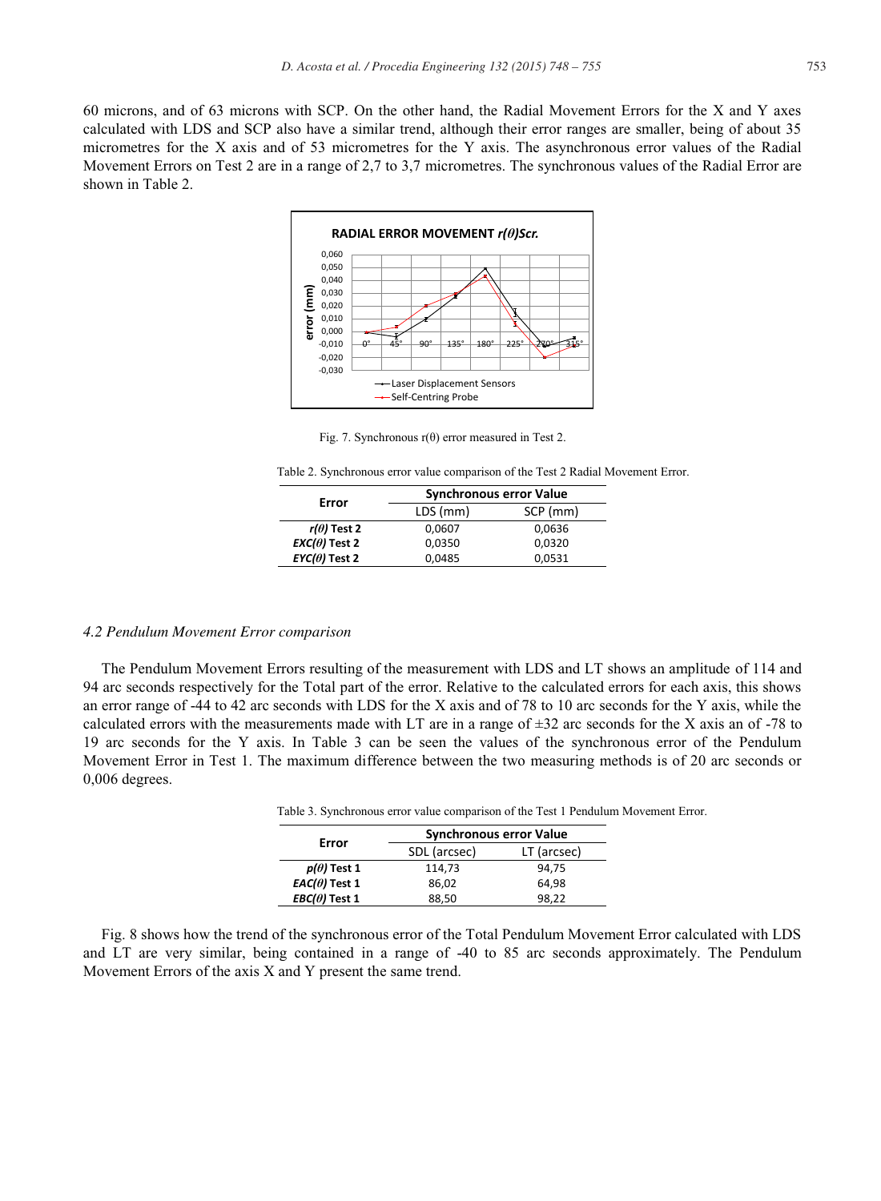60 microns, and of 63 microns with SCP. On the other hand, the Radial Movement Errors for the X and Y axes calculated with LDS and SCP also have a similar trend, although their error ranges are smaller, being of about 35 micrometres for the X axis and of 53 micrometres for the Y axis. The asynchronous error values of the Radial Movement Errors on Test 2 are in a range of 2,7 to 3,7 micrometres. The synchronous values of the Radial Error are shown in Table 2.

Fig. 7. Synchronous r(θ) error measured in Test 2.

Table 2. Synchronous error value comparison of the Test 2 Radial Movement Error.

| Error | Synchronous error Value | |
|---|---|---|
| | LDS (mm) | SCP (mm) |
| *r(θ)* **Test 2** | 0,0607 | 0,0636 |
| *EXC(θ)* **Test 2** | 0,0350 | 0,0320 |
| *EYC(θ)* **Test 2** | 0,0485 | 0,0531 |

### *4.2 Pendulum Movement Error comparison*

The Pendulum Movement Errors resulting of the measurement with LDS and LT shows an amplitude of 114 and 94 arc seconds respectively for the Total part of the error. Relative to the calculated errors for each axis, this shows an error range of -44 to 42 arc seconds with LDS for the X axis and of 78 to 10 arc seconds for the Y axis, while the calculated errors with the measurements made with LT are in a range of ±32 arc seconds for the X axis an of -78 to 19 arc seconds for the Y axis. In Table 3 can be seen the values of the synchronous error of the Pendulum Movement Error in Test 1. The maximum difference between the two measuring methods is of 20 arc seconds or 0,006 degrees.

Table 3. Synchronous error value comparison of the Test 1 Pendulum Movement Error.

| Error | Synchronous error Value | |
|---|---|---|
| | SDL (arcsec) | LT (arcsec) |
| *p(θ)* **Test 1** | 114,73 | 94,75 |
| *EAC(θ)* **Test 1** | 86,02 | 64,98 |
| *EBC(θ)* **Test 1** | 88,50 | 98,22 |

Fig. 8 shows how the trend of the synchronous error of the Total Pendulum Movement Error calculated with LDS and LT are very similar, being contained in a range of -40 to 85 arc seconds approximately. The Pendulum Movement Errors of the axis X and Y present the same trend.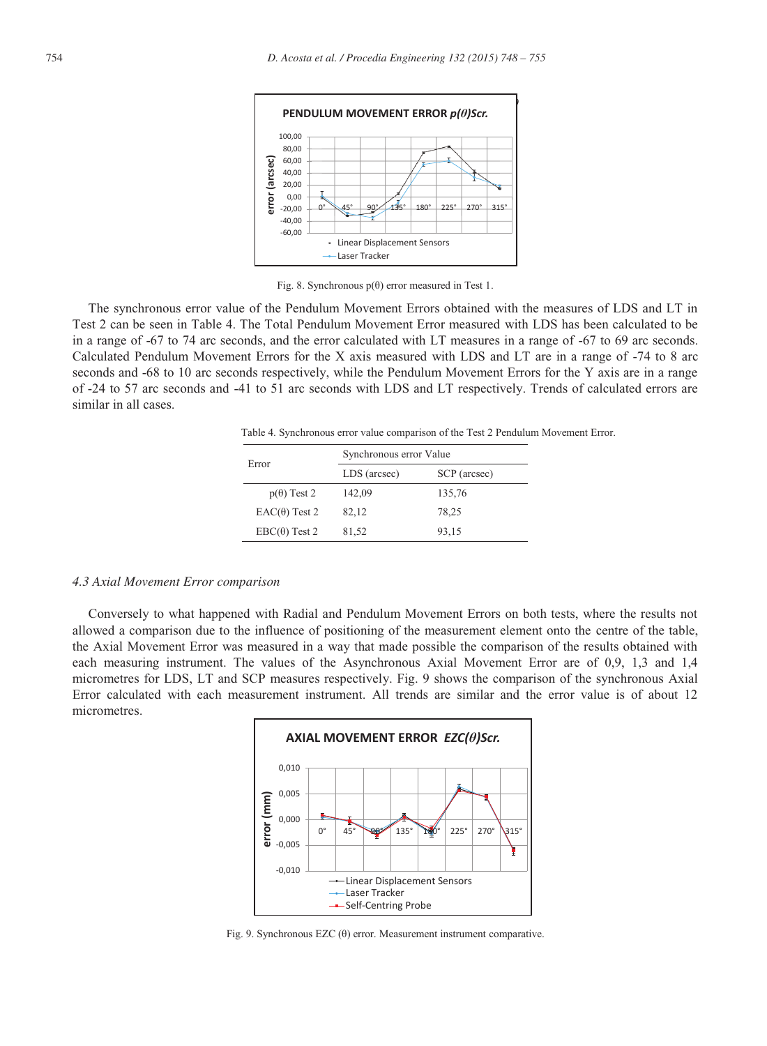Fig. 8. Synchronous p(θ) error measured in Test 1.

The synchronous error value of the Pendulum Movement Errors obtained with the measures of LDS and LT in Test 2 can be seen in Table 4. The Total Pendulum Movement Error measured with LDS has been calculated to be in a range of -67 to 74 arc seconds, and the error calculated with LT measures in a range of -67 to 69 arc seconds. Calculated Pendulum Movement Errors for the X axis measured with LDS and LT are in a range of -74 to 8 arc seconds and -68 to 10 arc seconds respectively, while the Pendulum Movement Errors for the Y axis are in a range of -24 to 57 arc seconds and -41 to 51 arc seconds with LDS and LT respectively. Trends of calculated errors are similar in all cases.

Table 4. Synchronous error value comparison of the Test 2 Pendulum Movement Error.

| Error | Synchronous error Value | |
|---|---|---|
| | LDS (arcsec) | SCP (arcsec) |
| p(θ) Test 2 | 142,09 | 135,76 |
| EAC(θ) Test 2 | 82,12 | 78,25 |
| EBC(θ) Test 2 | 81,52 | 93,15 |

### 4.3 Axial Movement Error comparison

Conversely to what happened with Radial and Pendulum Movement Errors on both tests, where the results not allowed a comparison due to the influence of positioning of the measurement element onto the centre of the table, the Axial Movement Error was measured in a way that made possible the comparison of the results obtained with each measuring instrument. The values of the Asynchronous Axial Movement Error are of 0,9, 1,3 and 1,4 micrometres for LDS, LT and SCP measures respectively. Fig. 9 shows the comparison of the synchronous Axial Error calculated with each measurement instrument. All trends are similar and the error value is of about 12 micrometres.

Fig. 9. Synchronous EZC (θ) error. Measurement instrument comparative.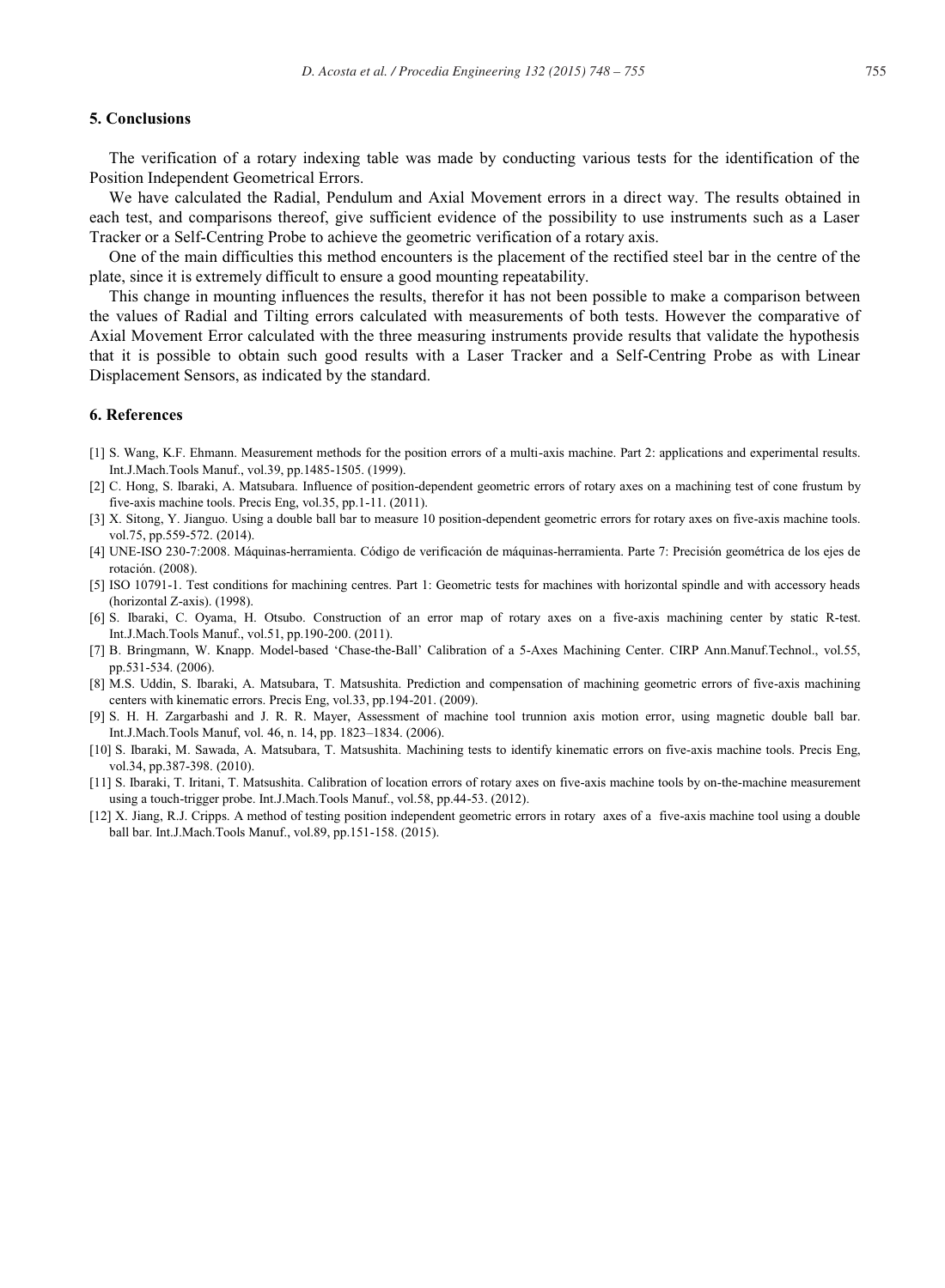## 5. Conclusions

The verification of a rotary indexing table was made by conducting various tests for the identification of the Position Independent Geometrical Errors.

We have calculated the Radial, Pendulum and Axial Movement errors in a direct way. The results obtained in each test, and comparisons thereof, give sufficient evidence of the possibility to use instruments such as a Laser Tracker or a Self-Centring Probe to achieve the geometric verification of a rotary axis.

One of the main difficulties this method encounters is the placement of the rectified steel bar in the centre of the plate, since it is extremely difficult to ensure a good mounting repeatability.

This change in mounting influences the results, therefor it has not been possible to make a comparison between the values of Radial and Tilting errors calculated with measurements of both tests. However the comparative of Axial Movement Error calculated with the three measuring instruments provide results that validate the hypothesis that it is possible to obtain such good results with a Laser Tracker and a Self-Centring Probe as with Linear Displacement Sensors, as indicated by the standard.

## 6. References

[1] S. Wang, K.F. Ehmann. Measurement methods for the position errors of a multi-axis machine. Part 2: applications and experimental results. Int.J.Mach.Tools Manuf., vol.39, pp.1485-1505. (1999).

[2] C. Hong, S. Ibaraki, A. Matsubara. Influence of position-dependent geometric errors of rotary axes on a machining test of cone frustum by five-axis machine tools. Precis Eng, vol.35, pp.1-11. (2011).

[3] X. Sitong, Y. Jianguo. Using a double ball bar to measure 10 position-dependent geometric errors for rotary axes on five-axis machine tools. vol.75, pp.559-572. (2014).

[4] UNE-ISO 230-7:2008. Máquinas-herramienta. Código de verificación de máquinas-herramienta. Parte 7: Precisión geométrica de los ejes de rotación. (2008).

[5] ISO 10791-1. Test conditions for machining centres. Part 1: Geometric tests for machines with horizontal spindle and with accessory heads (horizontal Z-axis). (1998).

[6] S. Ibaraki, C. Oyama, H. Otsubo. Construction of an error map of rotary axes on a five-axis machining center by static R-test. Int.J.Mach.Tools Manuf., vol.51, pp.190-200. (2011).

[7] B. Bringmann, W. Knapp. Model-based 'Chase-the-Ball' Calibration of a 5-Axes Machining Center. CIRP Ann.Manuf.Technol., vol.55, pp.531-534. (2006).

[8] M.S. Uddin, S. Ibaraki, A. Matsubara, T. Matsushita. Prediction and compensation of machining geometric errors of five-axis machining centers with kinematic errors. Precis Eng, vol.33, pp.194-201. (2009).

[9] S. H. H. Zargarbashi and J. R. R. Mayer, Assessment of machine tool trunnion axis motion error, using magnetic double ball bar. Int.J.Mach.Tools Manuf, vol. 46, n. 14, pp. 1823–1834. (2006).

[10] S. Ibaraki, M. Sawada, A. Matsubara, T. Matsushita. Machining tests to identify kinematic errors on five-axis machine tools. Precis Eng, vol.34, pp.387-398. (2010).

[11] S. Ibaraki, T. Iritani, T. Matsushita. Calibration of location errors of rotary axes on five-axis machine tools by on-the-machine measurement using a touch-trigger probe. Int.J.Mach.Tools Manuf., vol.58, pp.44-53. (2012).

[12] X. Jiang, R.J. Cripps. A method of testing position independent geometric errors in rotary axes of a five-axis machine tool using a double ball bar. Int.J.Mach.Tools Manuf., vol.89, pp.151-158. (2015).